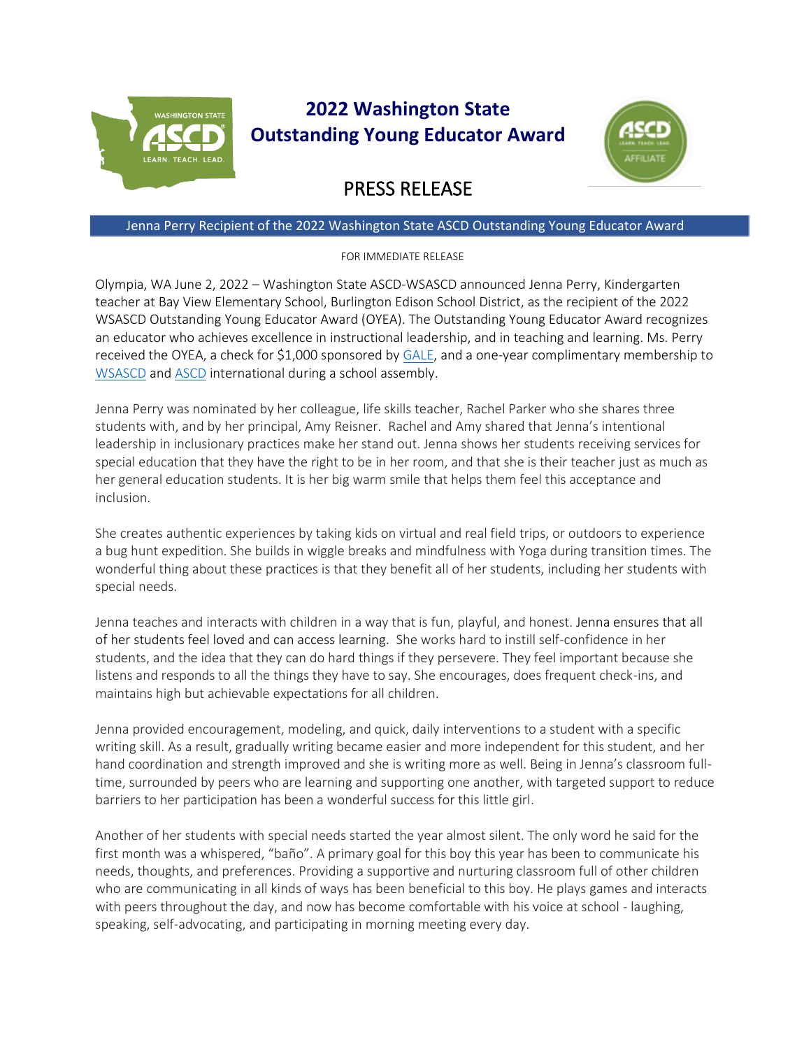# 2022 Washington State Outstanding Young Educator Award

## PRESS RELEASE

**Jenna Perry Recipient of the 2022 Washington State ASCD Outstanding Young Educator Award**

FOR IMMEDIATE RELEASE

Olympia, WA June 2, 2022 – Washington State ASCD-WSASCD announced Jenna Perry, Kindergarten teacher at Bay View Elementary School, Burlington Edison School District, as the recipient of the 2022 WSASCD Outstanding Young Educator Award (OYEA). The Outstanding Young Educator Award recognizes an educator who achieves excellence in instructional leadership, and in teaching and learning. Ms. Perry received the OYEA, a check for $1,000 sponsored by GALE, and a one-year complimentary membership to WSASCD and ASCD international during a school assembly.

Jenna Perry was nominated by her colleague, life skills teacher, Rachel Parker who she shares three students with, and by her principal, Amy Reisner. Rachel and Amy shared that Jenna's intentional leadership in inclusionary practices make her stand out. Jenna shows her students receiving services for special education that they have the right to be in her room, and that she is their teacher just as much as her general education students. It is her big warm smile that helps them feel this acceptance and inclusion.

She creates authentic experiences by taking kids on virtual and real field trips, or outdoors to experience a bug hunt expedition. She builds in wiggle breaks and mindfulness with Yoga during transition times. The wonderful thing about these practices is that they benefit all of her students, including her students with special needs.

Jenna teaches and interacts with children in a way that is fun, playful, and honest. Jenna ensures that all of her students feel loved and can access learning. She works hard to instill self-confidence in her students, and the idea that they can do hard things if they persevere. They feel important because she listens and responds to all the things they have to say. She encourages, does frequent check-ins, and maintains high but achievable expectations for all children.

Jenna provided encouragement, modeling, and quick, daily interventions to a student with a specific writing skill. As a result, gradually writing became easier and more independent for this student, and her hand coordination and strength improved and she is writing more as well. Being in Jenna's classroom full-time, surrounded by peers who are learning and supporting one another, with targeted support to reduce barriers to her participation has been a wonderful success for this little girl.

Another of her students with special needs started the year almost silent. The only word he said for the first month was a whispered, "baño". A primary goal for this boy this year has been to communicate his needs, thoughts, and preferences. Providing a supportive and nurturing classroom full of other children who are communicating in all kinds of ways has been beneficial to this boy. He plays games and interacts with peers throughout the day, and now has become comfortable with his voice at school - laughing, speaking, self-advocating, and participating in morning meeting every day.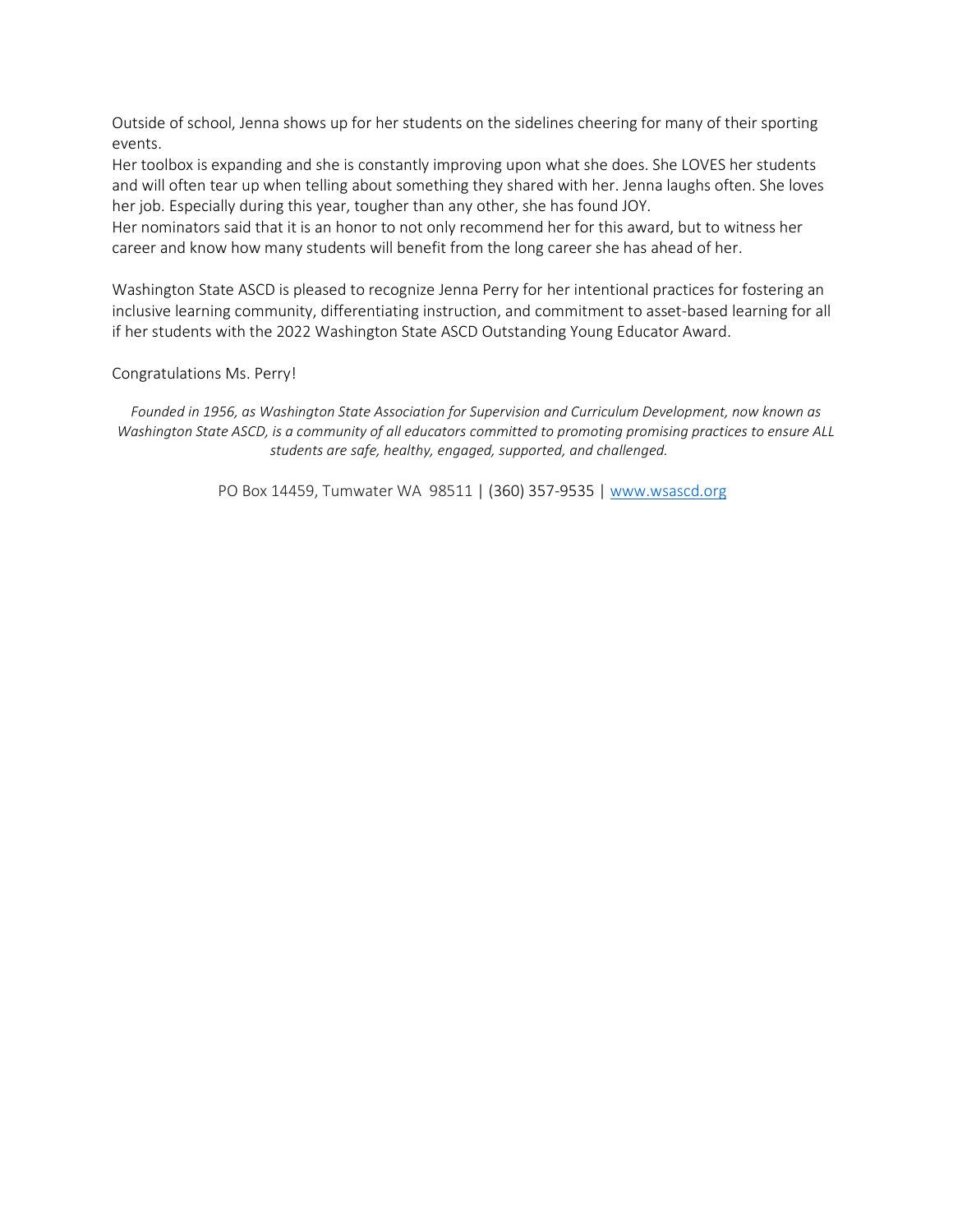Outside of school, Jenna shows up for her students on the sidelines cheering for many of their sporting events.

Her toolbox is expanding and she is constantly improving upon what she does. She LOVES her students and will often tear up when telling about something they shared with her. Jenna laughs often. She loves her job. Especially during this year, tougher than any other, she has found JOY.

Her nominators said that it is an honor to not only recommend her for this award, but to witness her career and know how many students will benefit from the long career she has ahead of her.

Washington State ASCD is pleased to recognize Jenna Perry for her intentional practices for fostering an inclusive learning community, differentiating instruction, and commitment to asset-based learning for all if her students with the 2022 Washington State ASCD Outstanding Young Educator Award.

Congratulations Ms. Perry!

*Founded in 1956, as Washington State Association for Supervision and Curriculum Development, now known as Washington State ASCD, is a community of all educators committed to promoting promising practices to ensure ALL students are safe, healthy, engaged, supported, and challenged.*

PO Box 14459, Tumwater WA 98511 | (360) 357-9535 | [www.wsascd.org](http://www.wsascd.org)